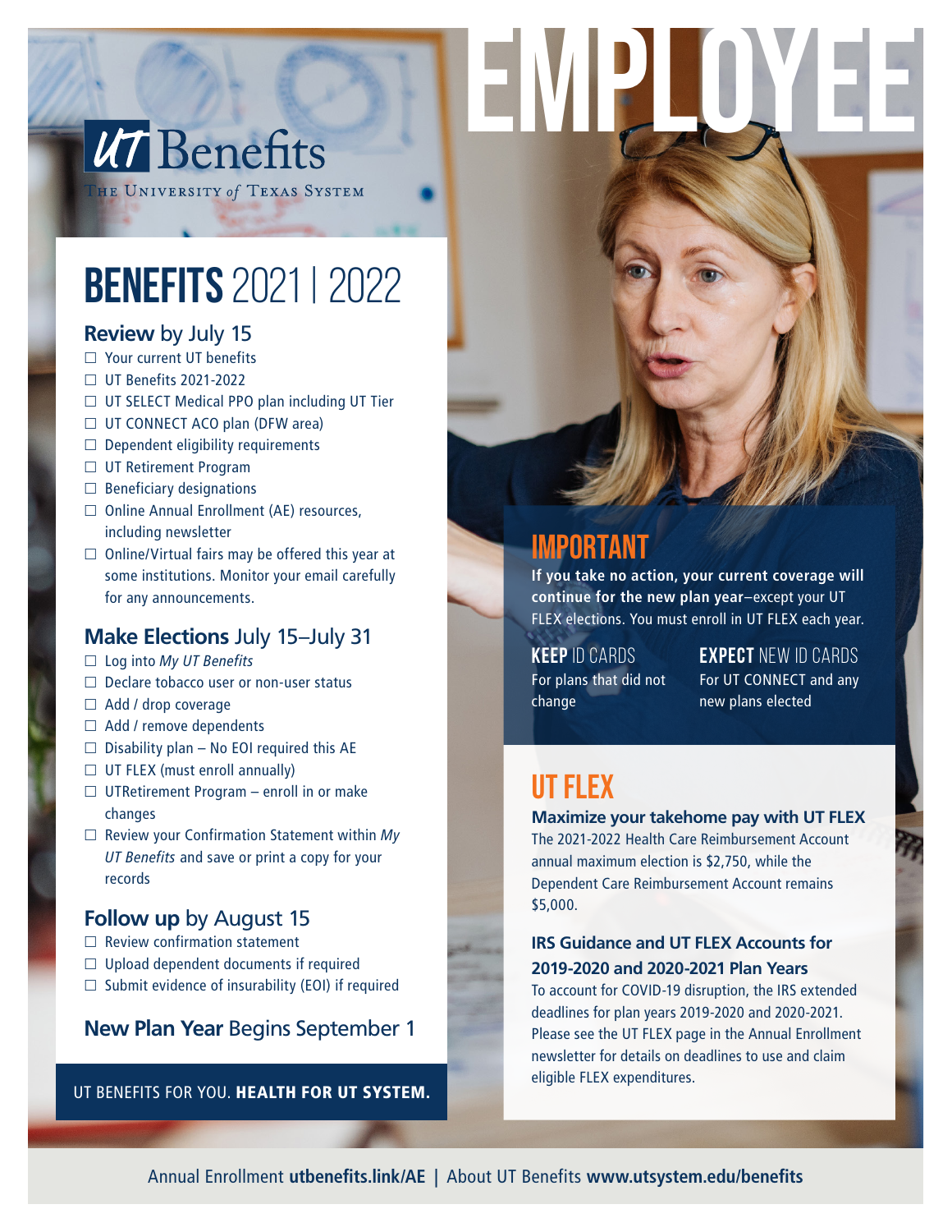# EMPLOYEE

**UT Benefits**
THE UNIVERSITY of TEXAS SYSTEM

## BENEFITS 2021 | 2022

### **Review** by July 15

- ☐ Your current UT benefits
- ☐ UT Benefits 2021-2022
- ☐ UT SELECT Medical PPO plan including UT Tier
- ☐ UT CONNECT ACO plan (DFW area)
- ☐ Dependent eligibility requirements
- ☐ UT Retirement Program
- ☐ Beneficiary designations
- ☐ Online Annual Enrollment (AE) resources, including newsletter
- ☐ Online/Virtual fairs may be offered this year at some institutions. Monitor your email carefully for any announcements.

### **Make Elections** July 15–July 31

- ☐ Log into *My UT Benefits*
- ☐ Declare tobacco user or non-user status
- ☐ Add / drop coverage
- ☐ Add / remove dependents
- ☐ Disability plan – No EOI required this AE
- ☐ UT FLEX (must enroll annually)
- ☐ UTRetirement Program – enroll in or make changes
- ☐ Review your Confirmation Statement within *My UT Benefits* and save or print a copy for your records

### **Follow up** by August 15

- ☐ Review confirmation statement
- ☐ Upload dependent documents if required
- ☐ Submit evidence of insurability (EOI) if required

### **New Plan Year** Begins September 1

UT BENEFITS FOR YOU. **HEALTH FOR UT SYSTEM.**

## IMPORTANT

**If you take no action, your current coverage will continue for the new plan year**–except your UT FLEX elections. You must enroll in UT FLEX each year.

**KEEP** ID CARDS
For plans that did not change

**EXPECT** NEW ID CARDS
For UT CONNECT and any new plans elected

## UT FLEX

**Maximize your takehome pay with UT FLEX**
The 2021-2022 Health Care Reimbursement Account annual maximum election is $2,750, while the Dependent Care Reimbursement Account remains $5,000.

**IRS Guidance and UT FLEX Accounts for 2019-2020 and 2020-2021 Plan Years**
To account for COVID-19 disruption, the IRS extended deadlines for plan years 2019-2020 and 2020-2021. Please see the UT FLEX page in the Annual Enrollment newsletter for details on deadlines to use and claim eligible FLEX expenditures.

Annual Enrollment **utbenefits.link/AE** | About UT Benefits **www.utsystem.edu/benefits**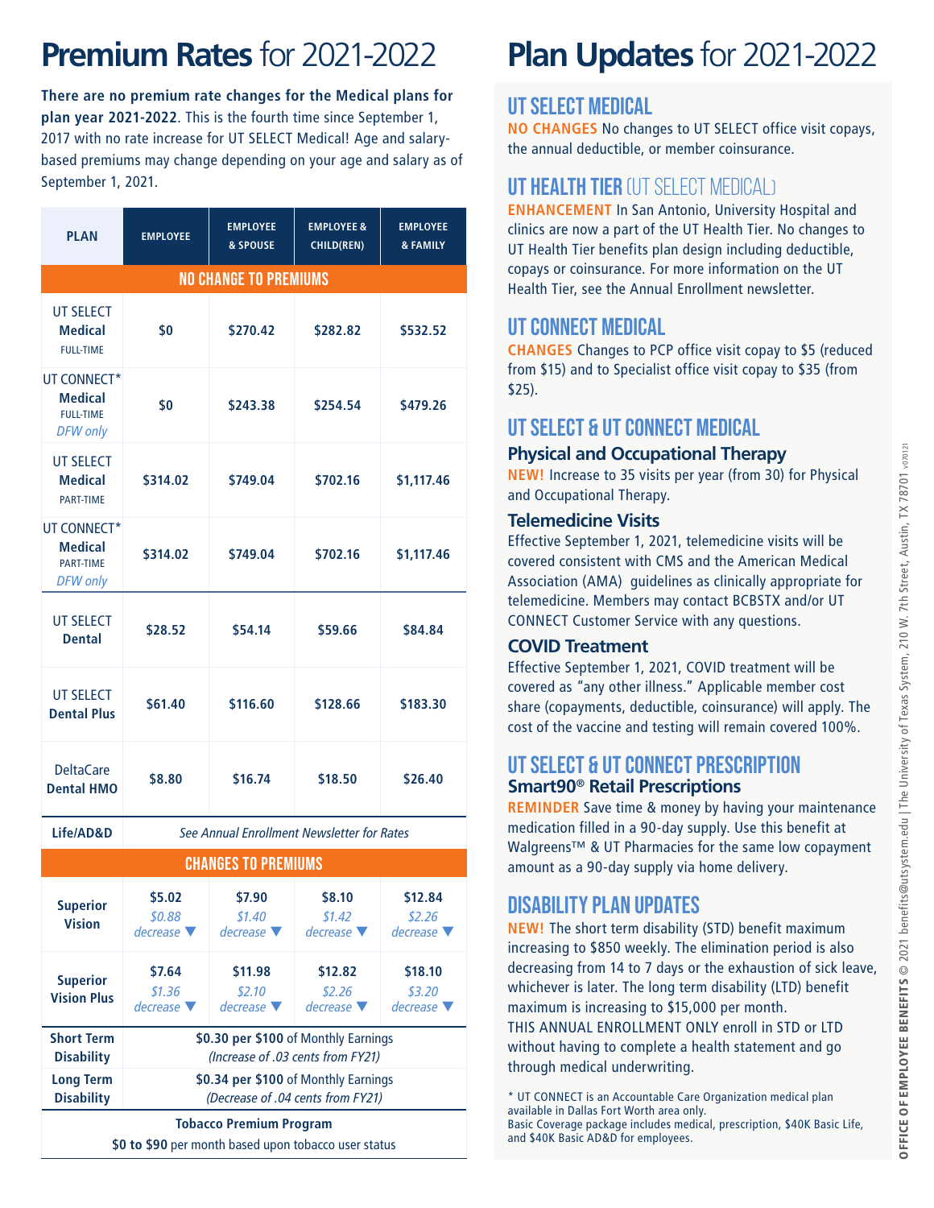# Premium Rates for 2021-2022

**There are no premium rate changes for the Medical plans for plan year 2021-2022**. This is the fourth time since September 1, 2017 with no rate increase for UT SELECT Medical! Age and salary-based premiums may change depending on your age and salary as of September 1, 2021.

| PLAN | EMPLOYEE | EMPLOYEE & SPOUSE | EMPLOYEE & CHILD(REN) | EMPLOYEE & FAMILY |
|---|---|---|---|---|
| **NO CHANGE TO PREMIUMS** | | | | |
| UT SELECT **Medical** FULL-TIME | $0 | $270.42 | $282.82 | $532.52 |
| UT CONNECT* **Medical** FULL-TIME *DFW only* | $0 | $243.38 | $254.54 | $479.26 |
| UT SELECT **Medical** PART-TIME | $314.02 | $749.04 | $702.16 | $1,117.46 |
| UT CONNECT* **Medical** PART-TIME *DFW only* | $314.02 | $749.04 | $702.16 | $1,117.46 |
| UT SELECT **Dental** | $28.52 | $54.14 | $59.66 | $84.84 |
| UT SELECT **Dental Plus** | $61.40 | $116.60 | $128.66 | $183.30 |
| DeltaCare **Dental HMO** | $8.80 | $16.74 | $18.50 | $26.40 |
| **Life/AD&D** | *See Annual Enrollment Newsletter for Rates* | | | |
| **CHANGES TO PREMIUMS** | | | | |
| **Superior Vision** | $5.02 *$0.88 decrease* ▼ | $7.90 *$1.40 decrease* ▼ | $8.10 *$1.42 decrease* ▼ | $12.84 *$2.26 decrease* ▼ |
| **Superior Vision Plus** | $7.64 *$1.36 decrease* ▼ | $11.98 *$2.10 decrease* ▼ | $12.82 *$2.26 decrease* ▼ | $18.10 *$3.20 decrease* ▼ |
| **Short Term Disability** | **$0.30 per $100** of Monthly Earnings *(Increase of .03 cents from FY21)* | | | |
| **Long Term Disability** | **$0.34 per $100** of Monthly Earnings *(Decrease of .04 cents from FY21)* | | | |
| **Tobacco Premium Program** **$0 to $90** per month based upon tobacco user status | | | | |

# Plan Updates for 2021-2022

## UT SELECT MEDICAL

**NO CHANGES** No changes to UT SELECT office visit copays, the annual deductible, or member coinsurance.

## UT HEALTH TIER (UT SELECT MEDICAL)

**ENHANCEMENT** In San Antonio, University Hospital and clinics are now a part of the UT Health Tier. No changes to UT Health Tier benefits plan design including deductible, copays or coinsurance. For more information on the UT Health Tier, see the Annual Enrollment newsletter.

## UT CONNECT MEDICAL

**CHANGES** Changes to PCP office visit copay to $5 (reduced from $15) and to Specialist office visit copay to $35 (from $25).

## UT SELECT & UT CONNECT MEDICAL

### Physical and Occupational Therapy

**NEW!** Increase to 35 visits per year (from 30) for Physical and Occupational Therapy.

### Telemedicine Visits

Effective September 1, 2021, telemedicine visits will be covered consistent with CMS and the American Medical Association (AMA) guidelines as clinically appropriate for telemedicine. Members may contact BCBSTX and/or UT CONNECT Customer Service with any questions.

### COVID Treatment

Effective September 1, 2021, COVID treatment will be covered as "any other illness." Applicable member cost share (copayments, deductible, coinsurance) will apply. The cost of the vaccine and testing will remain covered 100%.

## UT SELECT & UT CONNECT PRESCRIPTION

### Smart90® Retail Prescriptions

**REMINDER** Save time & money by having your maintenance medication filled in a 90-day supply. Use this benefit at Walgreens™ & UT Pharmacies for the same low copayment amount as a 90-day supply via home delivery.

## DISABILITY PLAN UPDATES

**NEW!** The short term disability (STD) benefit maximum increasing to $850 weekly. The elimination period is also decreasing from 14 to 7 days or the exhaustion of sick leave, whichever is later. The long term disability (LTD) benefit maximum is increasing to $15,000 per month.
THIS ANNUAL ENROLLMENT ONLY enroll in STD or LTD without having to complete a health statement and go through medical underwriting.

* UT CONNECT is an Accountable Care Organization medical plan available in Dallas Fort Worth area only.
Basic Coverage package includes medical, prescription, $40K Basic Life, and $40K Basic AD&D for employees.

**OFFICE OF EMPLOYEE BENEFITS** © 2021 benefits@utsystem.edu | The University of Texas System, 210 W. 7th Street, Austin, TX 78701 v070121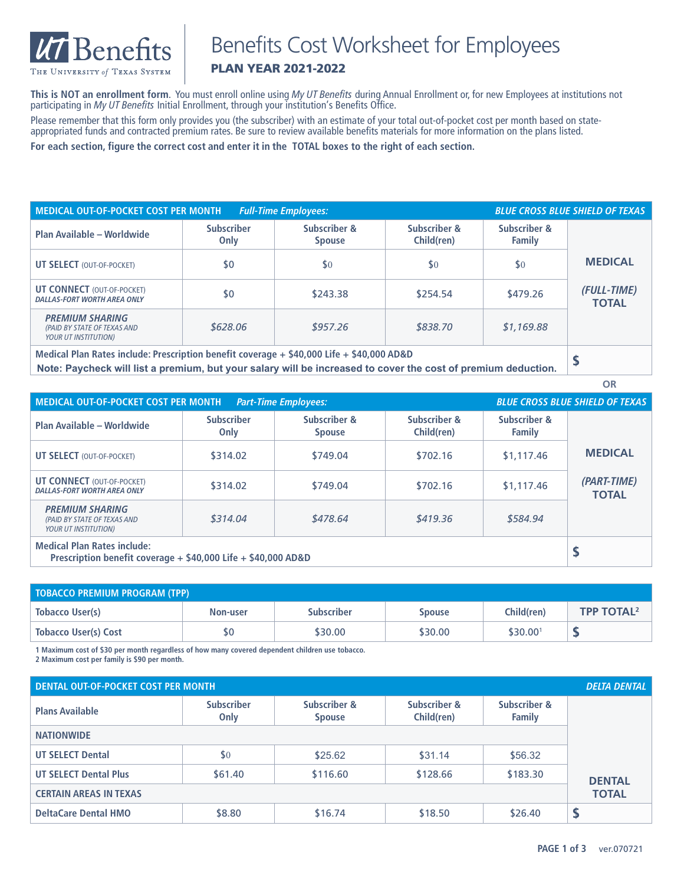# UT Benefits

The University of Texas System

# Benefits Cost Worksheet for Employees

## PLAN YEAR 2021-2022

**This is NOT an enrollment form**. You must enroll online using *My UT Benefits* during Annual Enrollment or, for new Employees at institutions not participating in *My UT Benefits* Initial Enrollment, through your institution's Benefits Office.

Please remember that this form only provides you (the subscriber) with an estimate of your total out-of-pocket cost per month based on state-appropriated funds and contracted premium rates. Be sure to review available benefits materials for more information on the plans listed.

**For each section, figure the correct cost and enter it in the TOTAL boxes to the right of each section.**

| MEDICAL OUT-OF-POCKET COST PER MONTH *Full-Time Employees:* | | | | | *BLUE CROSS BLUE SHIELD OF TEXAS* |
|---|---|---|---|---|---|
| **Plan Available – Worldwide** | **Subscriber Only** | **Subscriber & Spouse** | **Subscriber & Child(ren)** | **Subscriber & Family** | **MEDICAL (FULL-TIME) TOTAL** |
| **UT SELECT** (OUT-OF-POCKET) | $0 | $0 | $0 | $0 | |
| **UT CONNECT** (OUT-OF-POCKET) *DALLAS-FORT WORTH AREA ONLY* | $0 | $243.38 | $254.54 | $479.26 | |
| ***PREMIUM SHARING*** *(PAID BY STATE OF TEXAS AND YOUR UT INSTITUTION)* | *$628.06* | *$957.26* | *$838.70* | *$1,169.88* | |
| **Medical Plan Rates include: Prescription benefit coverage + $40,000 Life + $40,000 AD&D** **Note: Paycheck will list a premium, but your salary will be increased to cover the cost of premium deduction.** | | | | | **$** |

**OR**

| MEDICAL OUT-OF-POCKET COST PER MONTH *Part-Time Employees:* | | | | | *BLUE CROSS BLUE SHIELD OF TEXAS* |
|---|---|---|---|---|---|
| **Plan Available – Worldwide** | **Subscriber Only** | **Subscriber & Spouse** | **Subscriber & Child(ren)** | **Subscriber & Family** | **MEDICAL (PART-TIME) TOTAL** |
| **UT SELECT** (OUT-OF-POCKET) | $314.02 | $749.04 | $702.16 | $1,117.46 | |
| **UT CONNECT** (OUT-OF-POCKET) *DALLAS-FORT WORTH AREA ONLY* | $314.02 | $749.04 | $702.16 | $1,117.46 | |
| ***PREMIUM SHARING*** *(PAID BY STATE OF TEXAS AND YOUR UT INSTITUTION)* | *$314.04* | *$478.64* | *$419.36* | *$584.94* | |
| **Medical Plan Rates include: Prescription benefit coverage + $40,000 Life + $40,000 AD&D** | | | | | **$** |

| TOBACCO PREMIUM PROGRAM (TPP) | | | | | |
|---|---|---|---|---|---|
| **Tobacco User(s)** | **Non-user** | **Subscriber** | **Spouse** | **Child(ren)** | **TPP TOTAL[2]** |
| **Tobacco User(s) Cost** | $0 | $30.00 | $30.00 | $30.00[1] | **$** |

1 Maximum cost of $30 per month regardless of how many covered dependent children use tobacco.
2 Maximum cost per family is $90 per month.

| DENTAL OUT-OF-POCKET COST PER MONTH | | | | | *DELTA DENTAL* |
|---|---|---|---|---|---|
| **Plans Available** | **Subscriber Only** | **Subscriber & Spouse** | **Subscriber & Child(ren)** | **Subscriber & Family** | **DENTAL TOTAL** |
| **NATIONWIDE** | | | | | |
| **UT SELECT Dental** | $0 | $25.62 | $31.14 | $56.32 | |
| **UT SELECT Dental Plus** | $61.40 | $116.60 | $128.66 | $183.30 | |
| **CERTAIN AREAS IN TEXAS** | | | | | |
| **DeltaCare Dental HMO** | $8.80 | $16.74 | $18.50 | $26.40 | **$** |

ver.070721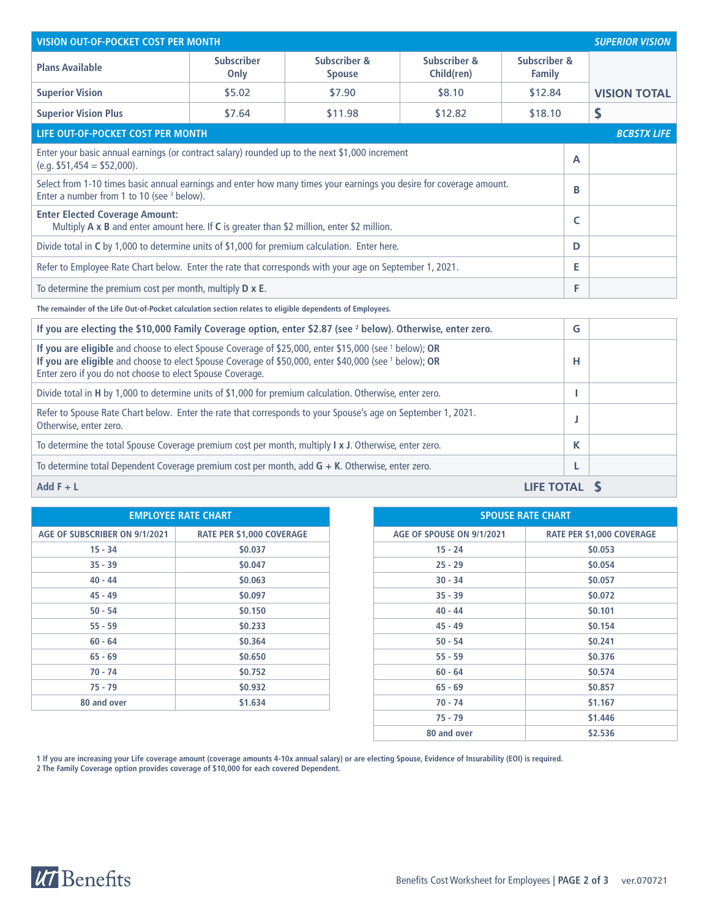## VISION OUT-OF-POCKET COST PER MONTH — *SUPERIOR VISION*

| Plans Available | Subscriber Only | Subscriber & Spouse | Subscriber & Child(ren) | Subscriber & Family | |
|---|---|---|---|---|---|
| **Superior Vision** | $5.02 | $7.90 | $8.10 | $12.84 | **VISION TOTAL** |
| **Superior Vision Plus** | $7.64 | $11.98 | $12.82 | $18.10 | **$** |

## LIFE OUT-OF-POCKET COST PER MONTH — *BCBSTX LIFE*

| | | |
|---|---|---|
| Enter your basic annual earnings (or contract salary) rounded up to the next $1,000 increment (e.g. $51,454 = $52,000). | **A** | |
| Select from 1-10 times basic annual earnings and enter how many times your earnings you desire for coverage amount. Enter a number from 1 to 10 (see [3] below). | **B** | |
| **Enter Elected Coverage Amount:** Multiply **A x B** and enter amount here. If **C** is greater than $2 million, enter $2 million. | **C** | |
| Divide total in **C** by 1,000 to determine units of $1,000 for premium calculation. Enter here. | **D** | |
| Refer to Employee Rate Chart below. Enter the rate that corresponds with your age on September 1, 2021. | **E** | |
| To determine the premium cost per month, multiply **D x E**. | **F** | |

**The remainder of the Life Out-of-Pocket calculation section relates to eligible dependents of Employees.**

| | | |
|---|---|---|
| **If you are electing the $10,000 Family Coverage option, enter $2.87 (see [2] below). Otherwise, enter zero.** | **G** | |
| **If you are eligible** and choose to elect Spouse Coverage of $25,000, enter $15,000 (see [1] below); **OR** **If you are eligible** and choose to elect Spouse Coverage of $50,000, enter $40,000 (see [1] below); **OR** Enter zero if you do not choose to elect Spouse Coverage. | **H** | |
| Divide total in **H** by 1,000 to determine units of $1,000 for premium calculation. Otherwise, enter zero. | **I** | |
| Refer to Spouse Rate Chart below. Enter the rate that corresponds to your Spouse's age on September 1, 2021. Otherwise, enter zero. | **J** | |
| To determine the total Spouse Coverage premium cost per month, multiply **I x J**. Otherwise, enter zero. | **K** | |
| To determine total Dependent Coverage premium cost per month, add **G + K**. Otherwise, enter zero. | **L** | |
| **Add F + L** | **LIFE TOTAL** | **$** |

### EMPLOYEE RATE CHART

| AGE OF SUBSCRIBER ON 9/1/2021 | RATE PER $1,000 COVERAGE |
|---|---|
| 15 - 34 | $0.037 |
| 35 - 39 | $0.047 |
| 40 - 44 | $0.063 |
| 45 - 49 | $0.097 |
| 50 - 54 | $0.150 |
| 55 - 59 | $0.233 |
| 60 - 64 | $0.364 |
| 65 - 69 | $0.650 |
| 70 - 74 | $0.752 |
| 75 - 79 | $0.932 |
| 80 and over | $1.634 |

### SPOUSE RATE CHART

| AGE OF SPOUSE ON 9/1/2021 | RATE PER $1,000 COVERAGE |
|---|---|
| 15 - 24 | $0.053 |
| 25 - 29 | $0.054 |
| 30 - 34 | $0.057 |
| 35 - 39 | $0.072 |
| 40 - 44 | $0.101 |
| 45 - 49 | $0.154 |
| 50 - 54 | $0.241 |
| 55 - 59 | $0.376 |
| 60 - 64 | $0.574 |
| 65 - 69 | $0.857 |
| 70 - 74 | $1.167 |
| 75 - 79 | $1.446 |
| 80 and over | $2.536 |

**1 If you are increasing your Life coverage amount (coverage amounts 4-10x annual salary) or are electing Spouse, Evidence of Insurability (EOI) is required.**
**2 The Family Coverage option provides coverage of $10,000 for each covered Dependent.**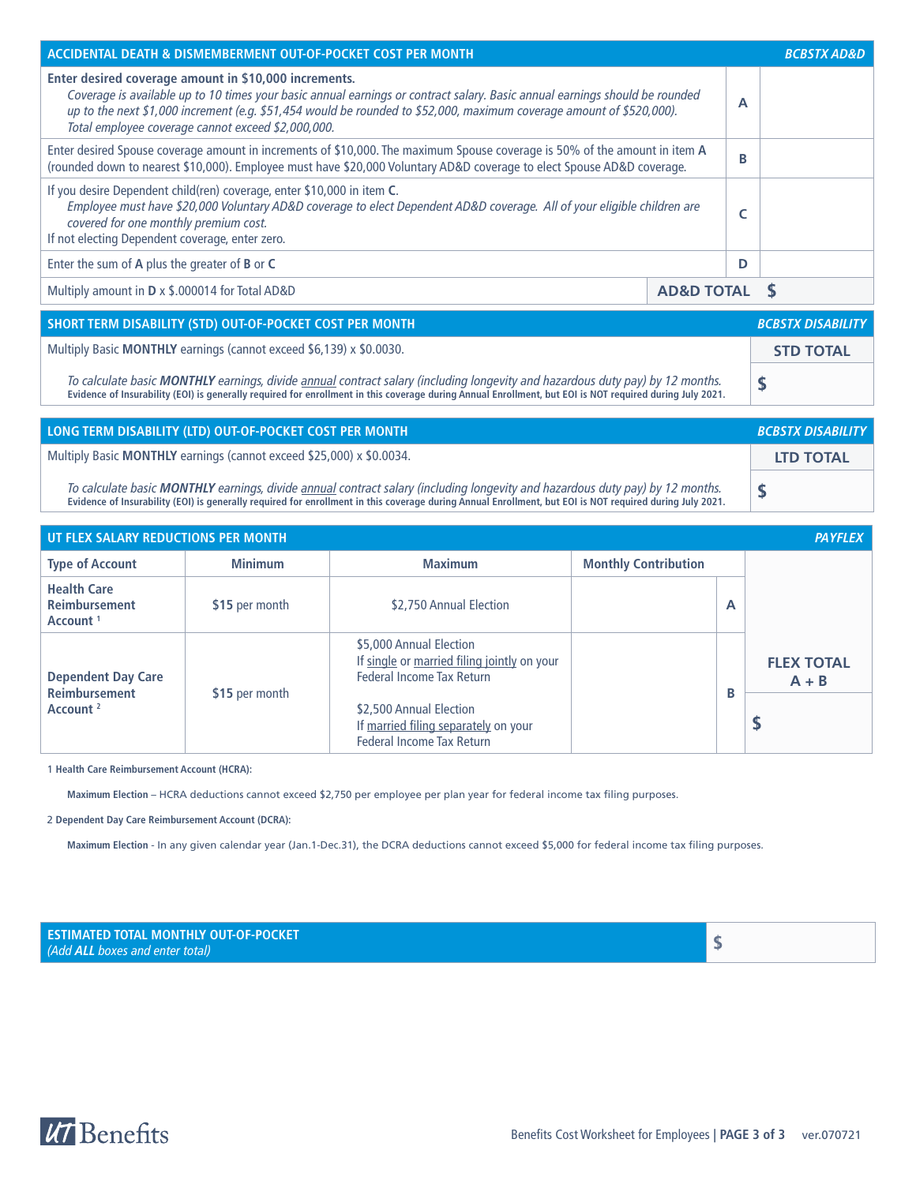| ACCIDENTAL DEATH & DISMEMBERMENT OUT-OF-POCKET COST PER MONTH | | *BCBSTX AD&D* |
|---|---|---|
| **Enter desired coverage amount in $10,000 increments.** *Coverage is available up to 10 times your basic annual earnings or contract salary. Basic annual earnings should be rounded up to the next $1,000 increment (e.g. $51,454 would be rounded to $52,000, maximum coverage amount of $520,000). Total employee coverage cannot exceed $2,000,000.* | A | |
| Enter desired Spouse coverage amount in increments of $10,000. The maximum Spouse coverage is 50% of the amount in item **A** (rounded down to nearest $10,000). Employee must have $20,000 Voluntary AD&D coverage to elect Spouse AD&D coverage. | B | |
| If you desire Dependent child(ren) coverage, enter $10,000 in item **C**. *Employee must have $20,000 Voluntary AD&D coverage to elect Dependent AD&D coverage. All of your eligible children are covered for one monthly premium cost.* If not electing Dependent coverage, enter zero. | C | |
| Enter the sum of **A** plus the greater of **B** or **C** | D | |
| Multiply amount in **D** x $.000014 for Total AD&D | **AD&D TOTAL** | **$** |

| SHORT TERM DISABILITY (STD) OUT-OF-POCKET COST PER MONTH | *BCBSTX DISABILITY* |
|---|---|
| Multiply Basic **MONTHLY** earnings (cannot exceed $6,139) x $0.0030. | **STD TOTAL** |
| *To calculate basic **MONTHLY** earnings, divide annual contract salary (including longevity and hazardous duty pay) by 12 months.* **Evidence of Insurability (EOI) is generally required for enrollment in this coverage during Annual Enrollment, but EOI is NOT required during July 2021.** | **$** |

| LONG TERM DISABILITY (LTD) OUT-OF-POCKET COST PER MONTH | *BCBSTX DISABILITY* |
|---|---|
| Multiply Basic **MONTHLY** earnings (cannot exceed $25,000) x $0.0034. | **LTD TOTAL** |
| *To calculate basic **MONTHLY** earnings, divide annual contract salary (including longevity and hazardous duty pay) by 12 months.* **Evidence of Insurability (EOI) is generally required for enrollment in this coverage during Annual Enrollment, but EOI is NOT required during July 2021.** | **$** |

**UT FLEX SALARY REDUCTIONS PER MONTH** — *PAYFLEX*

| Type of Account | Minimum | Maximum | Monthly Contribution | | FLEX TOTAL A + B |
|---|---|---|---|---|---|
| **Health Care Reimbursement Account** [1] | **$15** per month | $2,750 Annual Election | | A | |
| **Dependent Day Care Reimbursement Account** [2] | **$15** per month | $5,000 Annual Election If single or married filing jointly on your Federal Income Tax Return<br><br>$2,500 Annual Election If married filing separately on your Federal Income Tax Return | | B | **$** |

1 **Health Care Reimbursement Account (HCRA):**

**Maximum Election** – HCRA deductions cannot exceed $2,750 per employee per plan year for federal income tax filing purposes.

2 **Dependent Day Care Reimbursement Account (DCRA):**

**Maximum Election** - In any given calendar year (Jan.1-Dec.31), the DCRA deductions cannot exceed $5,000 for federal income tax filing purposes.

| **ESTIMATED TOTAL MONTHLY OUT-OF-POCKET** *(Add **ALL** boxes and enter total)* | **$** |
|---|---|